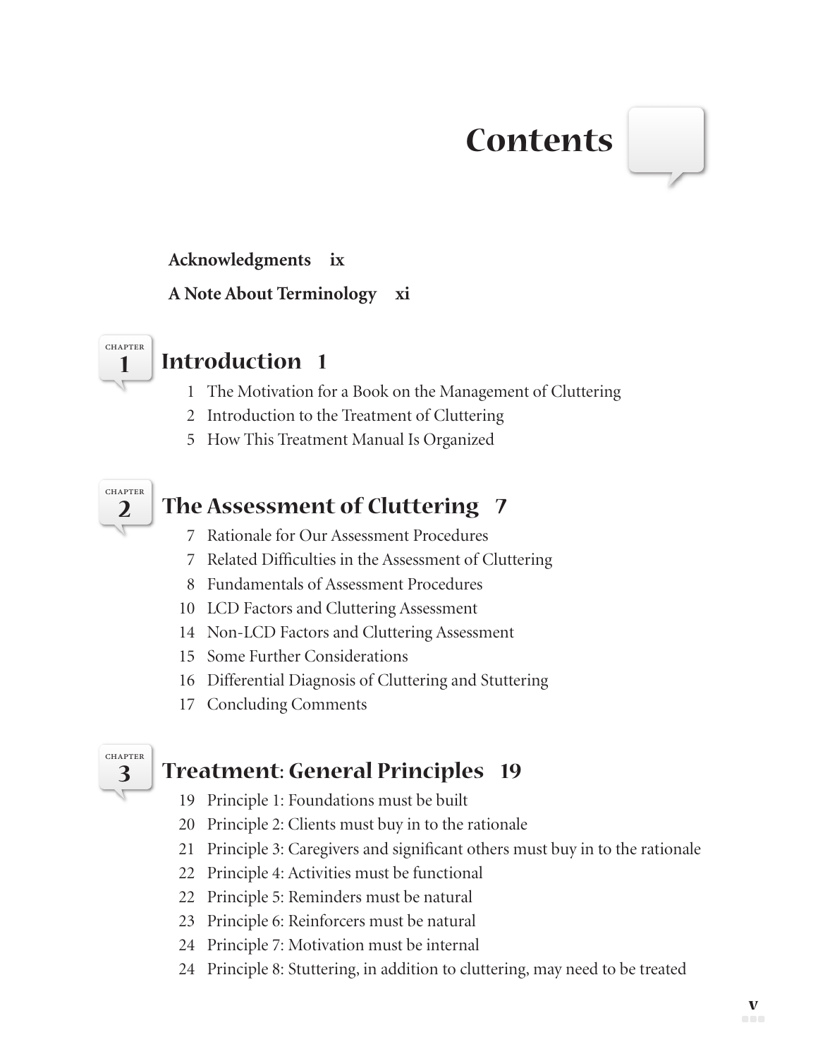# Contents

**Acknowledgments ix**

**A Note About Terminology xi**

## Chapter 1 Introduction 1

1 The Motivation for a Book on the Management of Cluttering
2 Introduction to the Treatment of Cluttering
5 How This Treatment Manual Is Organized

## Chapter 2 The Assessment of Cluttering 7

7 Rationale for Our Assessment Procedures
7 Related Difficulties in the Assessment of Cluttering
8 Fundamentals of Assessment Procedures
10 LCD Factors and Cluttering Assessment
14 Non-LCD Factors and Cluttering Assessment
15 Some Further Considerations
16 Differential Diagnosis of Cluttering and Stuttering
17 Concluding Comments

## Chapter 3 Treatment: General Principles 19

19 Principle 1: Foundations must be built
20 Principle 2: Clients must buy in to the rationale
21 Principle 3: Caregivers and significant others must buy in to the rationale
22 Principle 4: Activities must be functional
22 Principle 5: Reminders must be natural
23 Principle 6: Reinforcers must be natural
24 Principle 7: Motivation must be internal
24 Principle 8: Stuttering, in addition to cluttering, may need to be treated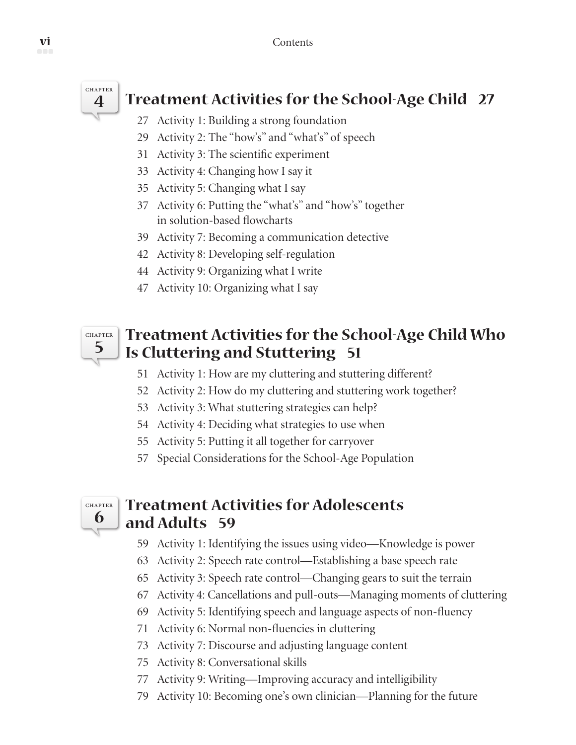## Chapter 4 Treatment Activities for the School-Age Child 27

27 Activity 1: Building a strong foundation
29 Activity 2: The "how's" and "what's" of speech
31 Activity 3: The scientific experiment
33 Activity 4: Changing how I say it
35 Activity 5: Changing what I say
37 Activity 6: Putting the "what's" and "how's" together in solution-based flowcharts
39 Activity 7: Becoming a communication detective
42 Activity 8: Developing self-regulation
44 Activity 9: Organizing what I write
47 Activity 10: Organizing what I say

## Chapter 5 Treatment Activities for the School-Age Child Who Is Cluttering and Stuttering 51

51 Activity 1: How are my cluttering and stuttering different?
52 Activity 2: How do my cluttering and stuttering work together?
53 Activity 3: What stuttering strategies can help?
54 Activity 4: Deciding what strategies to use when
55 Activity 5: Putting it all together for carryover
57 Special Considerations for the School-Age Population

## Chapter 6 Treatment Activities for Adolescents and Adults 59

59 Activity 1: Identifying the issues using video—Knowledge is power
63 Activity 2: Speech rate control—Establishing a base speech rate
65 Activity 3: Speech rate control—Changing gears to suit the terrain
67 Activity 4: Cancellations and pull-outs—Managing moments of cluttering
69 Activity 5: Identifying speech and language aspects of non-fluency
71 Activity 6: Normal non-fluencies in cluttering
73 Activity 7: Discourse and adjusting language content
75 Activity 8: Conversational skills
77 Activity 9: Writing—Improving accuracy and intelligibility
79 Activity 10: Becoming one's own clinician—Planning for the future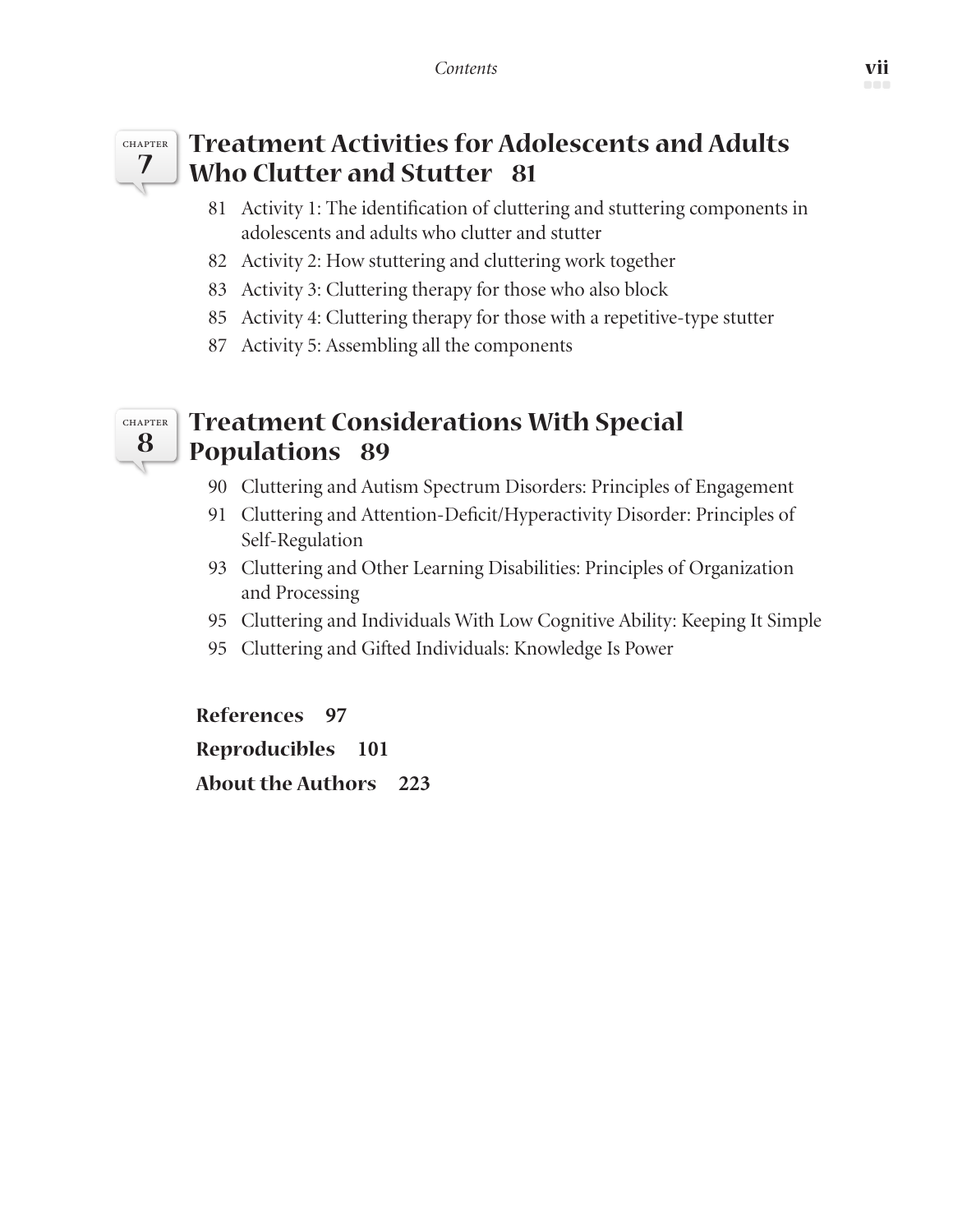## Chapter 7 Treatment Activities for Adolescents and Adults Who Clutter and Stutter 81

- 81 Activity 1: The identification of cluttering and stuttering components in adolescents and adults who clutter and stutter
- 82 Activity 2: How stuttering and cluttering work together
- 83 Activity 3: Cluttering therapy for those who also block
- 85 Activity 4: Cluttering therapy for those with a repetitive-type stutter
- 87 Activity 5: Assembling all the components

## Chapter 8 Treatment Considerations With Special Populations 89

- 90 Cluttering and Autism Spectrum Disorders: Principles of Engagement
- 91 Cluttering and Attention-Deficit/Hyperactivity Disorder: Principles of Self-Regulation
- 93 Cluttering and Other Learning Disabilities: Principles of Organization and Processing
- 95 Cluttering and Individuals With Low Cognitive Ability: Keeping It Simple
- 95 Cluttering and Gifted Individuals: Knowledge Is Power

**References 97**

**Reproducibles 101**

**About the Authors 223**